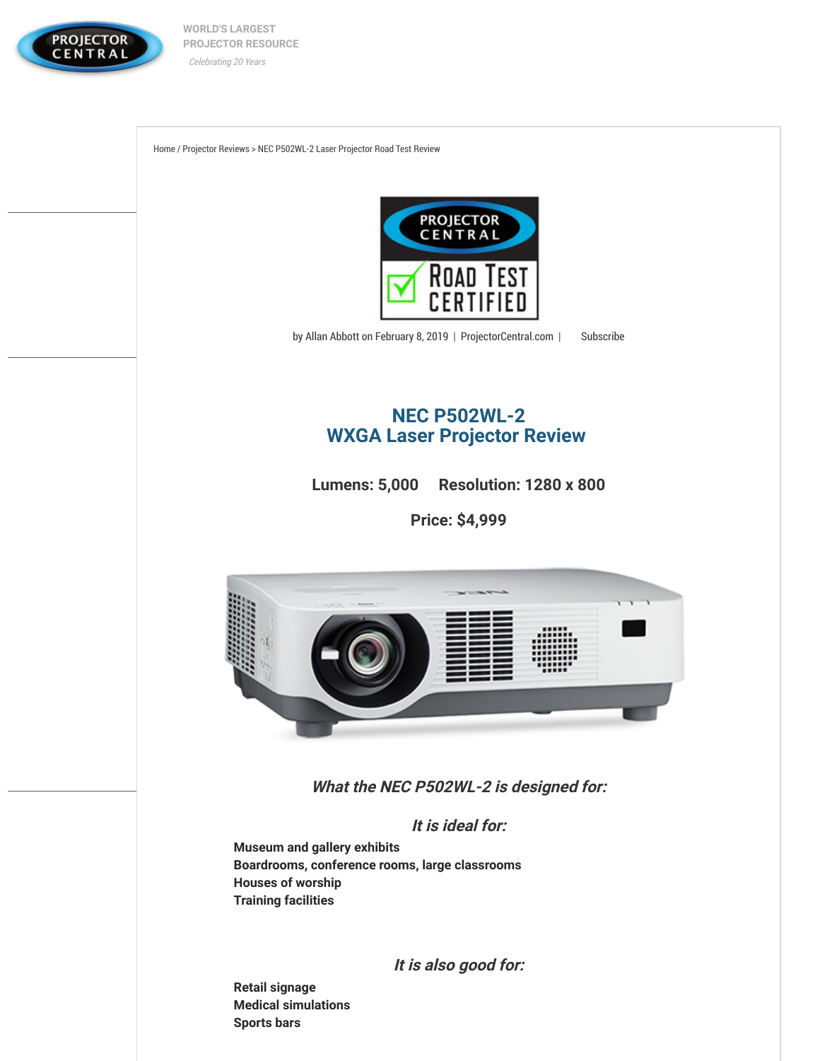WORLD'S LARGEST PROJECTOR RESOURCE

*Celebrating 20 Years*

Home / Projector Reviews > NEC P502WL-2 Laser Projector Road Test Review

by Allan Abbott on February 8, 2019 | ProjectorCentral.com | Subscribe

# NEC P502WL-2 WXGA Laser Projector Review

**Lumens: 5,000 Resolution: 1280 x 800**

**Price: $4,999**

### *What the NEC P502WL-2 is designed for:*

#### *It is ideal for:*

**Museum and gallery exhibits**
**Boardrooms, conference rooms, large classrooms**
**Houses of worship**
**Training facilities**

#### *It is also good for:*

**Retail signage**
**Medical simulations**
**Sports bars**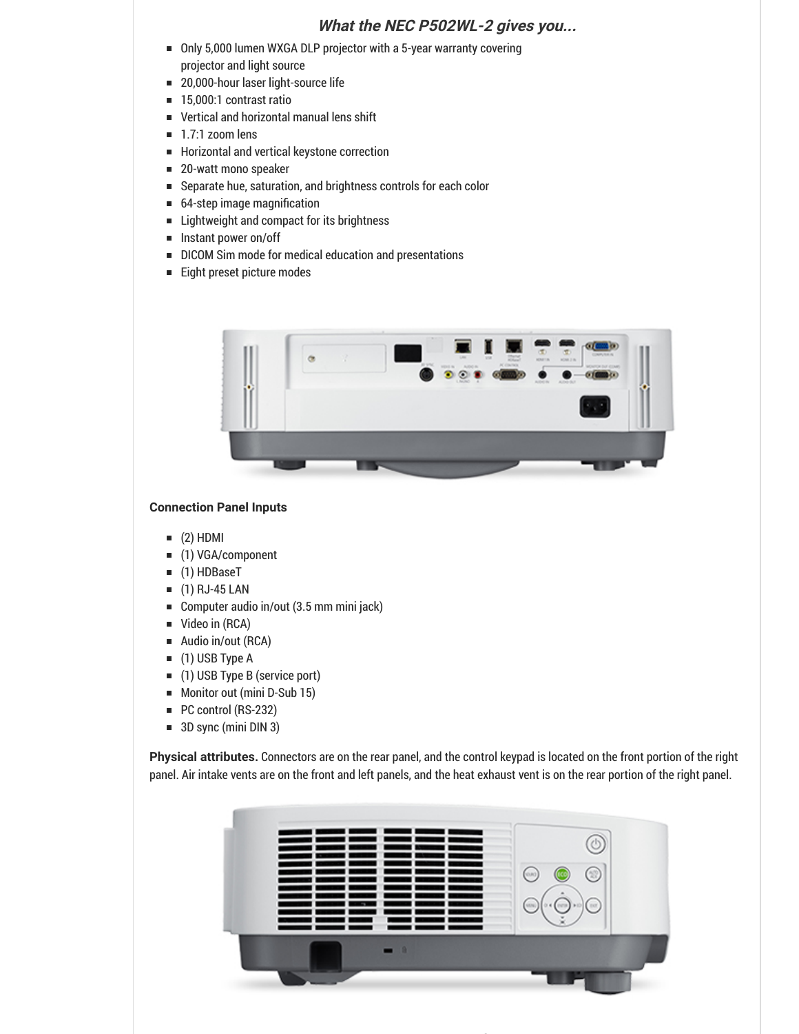### *What the NEC P502WL-2 gives you...*

- Only 5,000 lumen WXGA DLP projector with a 5-year warranty covering projector and light source
- 20,000-hour laser light-source life
- 15,000:1 contrast ratio
- Vertical and horizontal manual lens shift
- 1.7:1 zoom lens
- Horizontal and vertical keystone correction
- 20-watt mono speaker
- Separate hue, saturation, and brightness controls for each color
- 64-step image magnification
- Lightweight and compact for its brightness
- Instant power on/off
- DICOM Sim mode for medical education and presentations
- Eight preset picture modes

**Connection Panel Inputs**

- (2) HDMI
- (1) VGA/component
- (1) HDBaseT
- (1) RJ-45 LAN
- Computer audio in/out (3.5 mm mini jack)
- Video in (RCA)
- Audio in/out (RCA)
- (1) USB Type A
- (1) USB Type B (service port)
- Monitor out (mini D-Sub 15)
- PC control (RS-232)
- 3D sync (mini DIN 3)

**Physical attributes.** Connectors are on the rear panel, and the control keypad is located on the front portion of the right panel. Air intake vents are on the front and left panels, and the heat exhaust vent is on the rear portion of the right panel.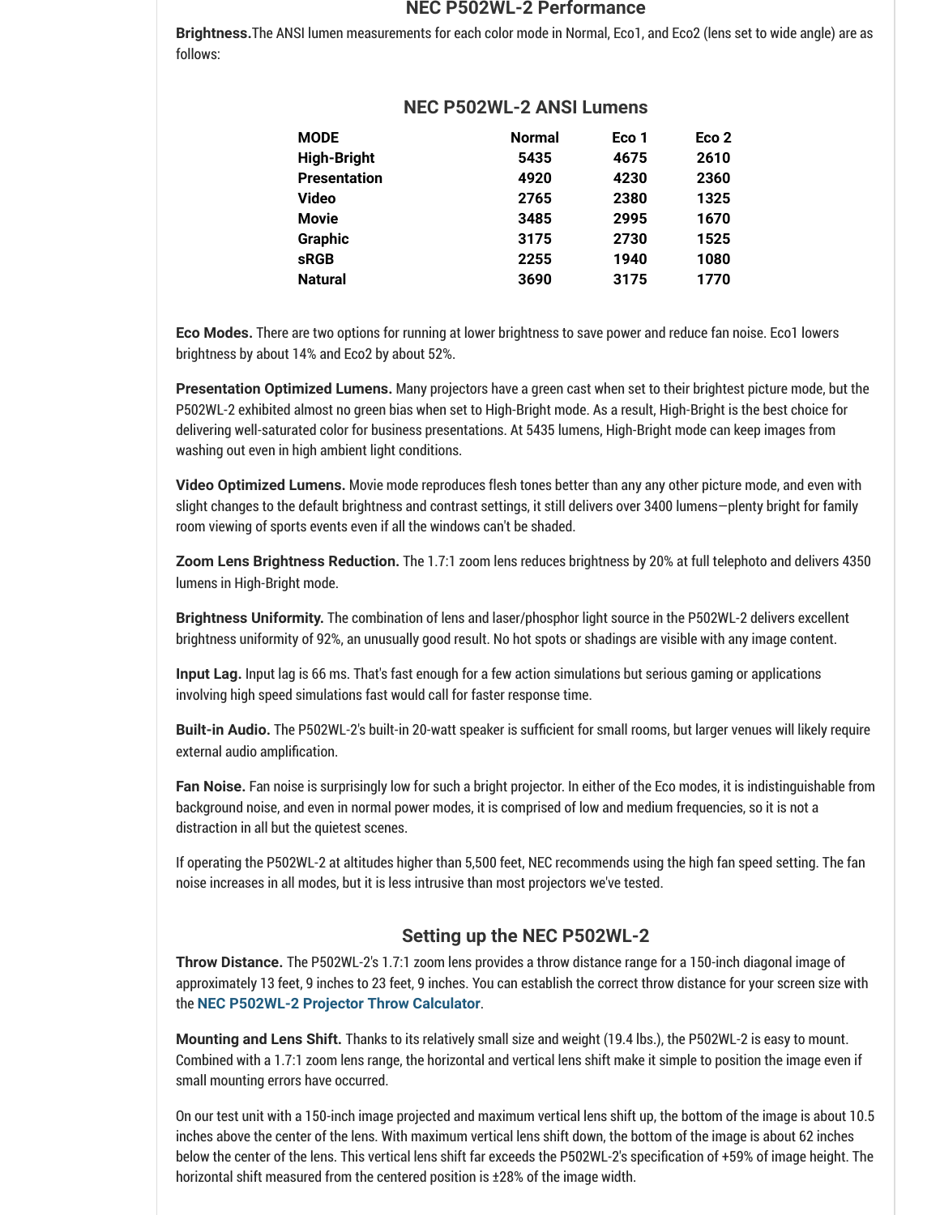## NEC P502WL-2 Performance

**Brightness.** The ANSI lumen measurements for each color mode in Normal, Eco1, and Eco2 (lens set to wide angle) are as follows:

### NEC P502WL-2 ANSI Lumens

| MODE | Normal | Eco 1 | Eco 2 |
|---|---|---|---|
| High-Bright | 5435 | 4675 | 2610 |
| Presentation | 4920 | 4230 | 2360 |
| Video | 2765 | 2380 | 1325 |
| Movie | 3485 | 2995 | 1670 |
| Graphic | 3175 | 2730 | 1525 |
| sRGB | 2255 | 1940 | 1080 |
| Natural | 3690 | 3175 | 1770 |

**Eco Modes.** There are two options for running at lower brightness to save power and reduce fan noise. Eco1 lowers brightness by about 14% and Eco2 by about 52%.

**Presentation Optimized Lumens.** Many projectors have a green cast when set to their brightest picture mode, but the P502WL-2 exhibited almost no green bias when set to High-Bright mode. As a result, High-Bright is the best choice for delivering well-saturated color for business presentations. At 5435 lumens, High-Bright mode can keep images from washing out even in high ambient light conditions.

**Video Optimized Lumens.** Movie mode reproduces flesh tones better than any any other picture mode, and even with slight changes to the default brightness and contrast settings, it still delivers over 3400 lumens—plenty bright for family room viewing of sports events even if all the windows can't be shaded.

**Zoom Lens Brightness Reduction.** The 1.7:1 zoom lens reduces brightness by 20% at full telephoto and delivers 4350 lumens in High-Bright mode.

**Brightness Uniformity.** The combination of lens and laser/phosphor light source in the P502WL-2 delivers excellent brightness uniformity of 92%, an unusually good result. No hot spots or shadings are visible with any image content.

**Input Lag.** Input lag is 66 ms. That's fast enough for a few action simulations but serious gaming or applications involving high speed simulations fast would call for faster response time.

**Built-in Audio.** The P502WL-2's built-in 20-watt speaker is sufficient for small rooms, but larger venues will likely require external audio amplification.

**Fan Noise.** Fan noise is surprisingly low for such a bright projector. In either of the Eco modes, it is indistinguishable from background noise, and even in normal power modes, it is comprised of low and medium frequencies, so it is not a distraction in all but the quietest scenes.

If operating the P502WL-2 at altitudes higher than 5,500 feet, NEC recommends using the high fan speed setting. The fan noise increases in all modes, but it is less intrusive than most projectors we've tested.

## Setting up the NEC P502WL-2

**Throw Distance.** The P502WL-2's 1.7:1 zoom lens provides a throw distance range for a 150-inch diagonal image of approximately 13 feet, 9 inches to 23 feet, 9 inches. You can establish the correct throw distance for your screen size with the **NEC P502WL-2 Projector Throw Calculator**.

**Mounting and Lens Shift.** Thanks to its relatively small size and weight (19.4 lbs.), the P502WL-2 is easy to mount. Combined with a 1.7:1 zoom lens range, the horizontal and vertical lens shift make it simple to position the image even if small mounting errors have occurred.

On our test unit with a 150-inch image projected and maximum vertical lens shift up, the bottom of the image is about 10.5 inches above the center of the lens. With maximum vertical lens shift down, the bottom of the image is about 62 inches below the center of the lens. This vertical lens shift far exceeds the P502WL-2's specification of +59% of image height. The horizontal shift measured from the centered position is ±28% of the image width.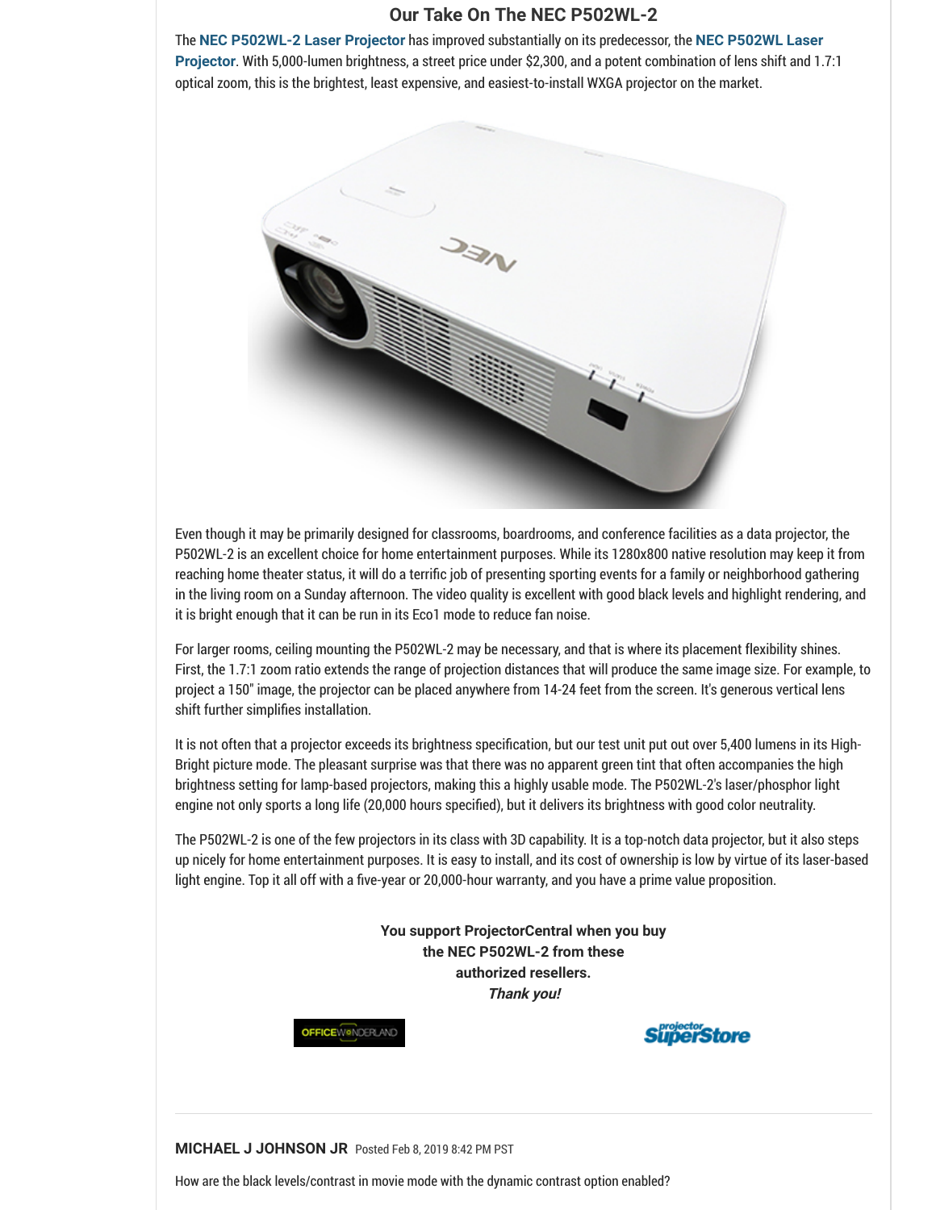## Our Take On The NEC P502WL-2

The **NEC P502WL-2 Laser Projector** has improved substantially on its predecessor, the **NEC P502WL Laser Projector**. With 5,000-lumen brightness, a street price under $2,300, and a potent combination of lens shift and 1.7:1 optical zoom, this is the brightest, least expensive, and easiest-to-install WXGA projector on the market.

Even though it may be primarily designed for classrooms, boardrooms, and conference facilities as a data projector, the P502WL-2 is an excellent choice for home entertainment purposes. While its 1280x800 native resolution may keep it from reaching home theater status, it will do a terrific job of presenting sporting events for a family or neighborhood gathering in the living room on a Sunday afternoon. The video quality is excellent with good black levels and highlight rendering, and it is bright enough that it can be run in its Eco1 mode to reduce fan noise.

For larger rooms, ceiling mounting the P502WL-2 may be necessary, and that is where its placement flexibility shines. First, the 1.7:1 zoom ratio extends the range of projection distances that will produce the same image size. For example, to project a 150" image, the projector can be placed anywhere from 14-24 feet from the screen. It's generous vertical lens shift further simplifies installation.

It is not often that a projector exceeds its brightness specification, but our test unit put out over 5,400 lumens in its High-Bright picture mode. The pleasant surprise was that there was no apparent green tint that often accompanies the high brightness setting for lamp-based projectors, making this a highly usable mode. The P502WL-2's laser/phosphor light engine not only sports a long life (20,000 hours specified), but it delivers its brightness with good color neutrality.

The P502WL-2 is one of the few projectors in its class with 3D capability. It is a top-notch data projector, but it also steps up nicely for home entertainment purposes. It is easy to install, and its cost of ownership is low by virtue of its laser-based light engine. Top it all off with a five-year or 20,000-hour warranty, and you have a prime value proposition.

**You support ProjectorCentral when you buy the NEC P502WL-2 from these authorized resellers.**
***Thank you!***

OFFICE WONDERLAND

projector SuperStore

---

**MICHAEL J JOHNSON JR** Posted Feb 8, 2019 8:42 PM PST

How are the black levels/contrast in movie mode with the dynamic contrast option enabled?